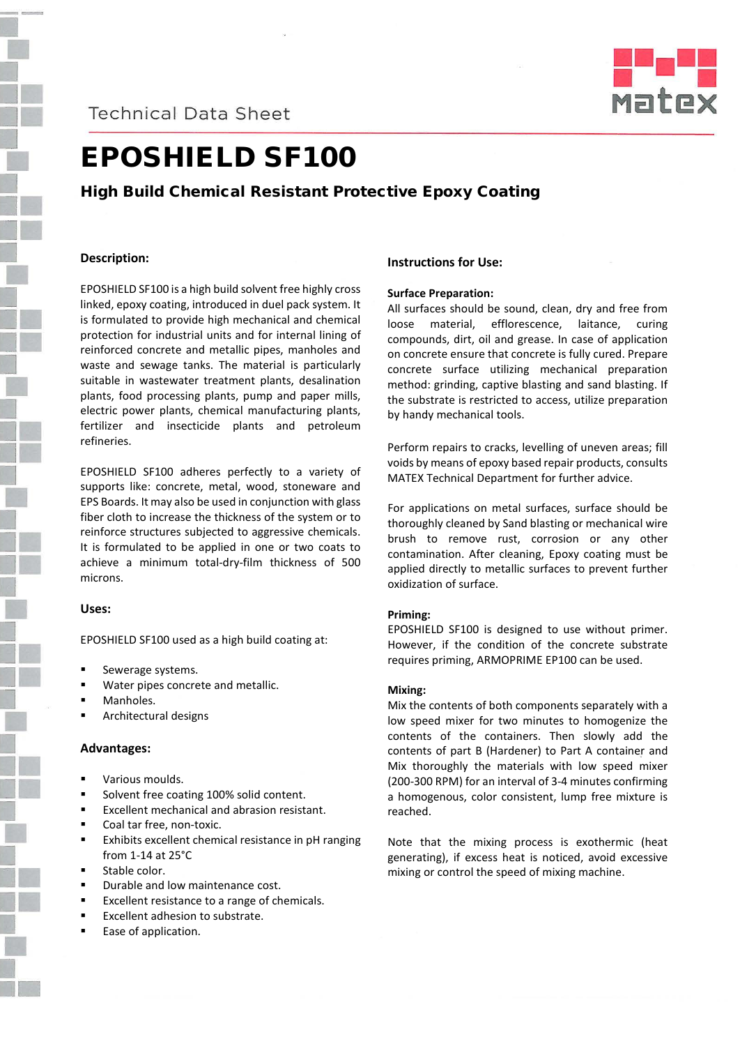Technical Data Sheet

# EPOSHIELD SF100

## High Build Chemical Resistant Protective Epoxy Coating

### Description:

EPOSHIELD SF100 is a high build solvent free highly cross linked, epoxy coating, introduced in duel pack system. It is formulated to provide high mechanical and chemical protection for industrial units and for internal lining of reinforced concrete and metallic pipes, manholes and waste and sewage tanks. The material is particularly suitable in wastewater treatment plants, desalination plants, food processing plants, pump and paper mills, electric power plants, chemical manufacturing plants, fertilizer and insecticide plants and petroleum refineries.

EPOSHIELD SF100 adheres perfectly to a variety of supports like: concrete, metal, wood, stoneware and EPS Boards. It may also be used in conjunction with glass fiber cloth to increase the thickness of the system or to reinforce structures subjected to aggressive chemicals. It is formulated to be applied in one or two coats to achieve a minimum total-dry-film thickness of 500 microns.

### Uses:

EPOSHIELD SF100 used as a high build coating at:

- Sewerage systems.
- Water pipes concrete and metallic.
- Manholes.
- Architectural designs

### Advantages:

- Various moulds.
- Solvent free coating 100% solid content.
- Excellent mechanical and abrasion resistant.
- Coal tar free, non-toxic.
- Exhibits excellent chemical resistance in pH ranging from 1-14 at 25°C
- Stable color.
- Durable and low maintenance cost.
- Excellent resistance to a range of chemicals.
- Excellent adhesion to substrate.
- Ease of application.

### Instructions for Use:

**Surface Preparation:**

All surfaces should be sound, clean, dry and free from loose material, efflorescence, laitance, curing compounds, dirt, oil and grease. In case of application on concrete ensure that concrete is fully cured. Prepare concrete surface utilizing mechanical preparation method: grinding, captive blasting and sand blasting. If the substrate is restricted to access, utilize preparation by handy mechanical tools.

Perform repairs to cracks, levelling of uneven areas; fill voids by means of epoxy based repair products, consults MATEX Technical Department for further advice.

For applications on metal surfaces, surface should be thoroughly cleaned by Sand blasting or mechanical wire brush to remove rust, corrosion or any other contamination. After cleaning, Epoxy coating must be applied directly to metallic surfaces to prevent further oxidization of surface.

**Priming:**

EPOSHIELD SF100 is designed to use without primer. However, if the condition of the concrete substrate requires priming, ARMOPRIME EP100 can be used.

**Mixing:**

Mix the contents of both components separately with a low speed mixer for two minutes to homogenize the contents of the containers. Then slowly add the contents of part B (Hardener) to Part A container and Mix thoroughly the materials with low speed mixer (200-300 RPM) for an interval of 3-4 minutes confirming a homogenous, color consistent, lump free mixture is reached.

Note that the mixing process is exothermic (heat generating), if excess heat is noticed, avoid excessive mixing or control the speed of mixing machine.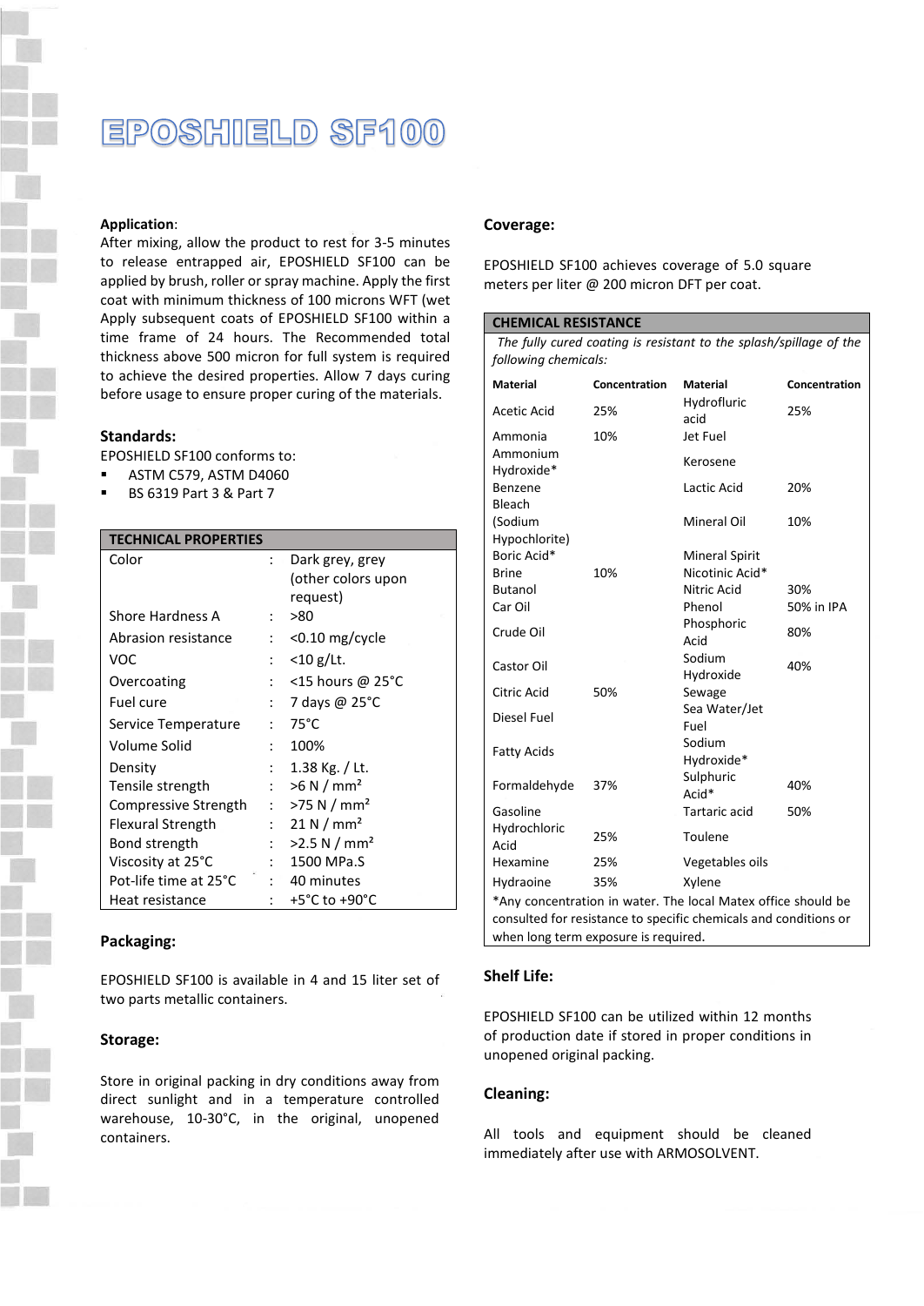# EPOSHIELD SF100

**Application**:

After mixing, allow the product to rest for 3-5 minutes to release entrapped air, EPOSHIELD SF100 can be applied by brush, roller or spray machine. Apply the first coat with minimum thickness of 100 microns WFT (wet Apply subsequent coats of EPOSHIELD SF100 within a time frame of 24 hours. The Recommended total thickness above 500 micron for full system is required to achieve the desired properties. Allow 7 days curing before usage to ensure proper curing of the materials.

## Standards:

EPOSHIELD SF100 conforms to:

- ASTM C579, ASTM D4060
- BS 6319 Part 3 & Part 7

| TECHNICAL PROPERTIES | | |
|---|---|---|
| Color | : | Dark grey, grey (other colors upon request) |
| Shore Hardness A | : | >80 |
| Abrasion resistance | : | <0.10 mg/cycle |
| VOC | : | <10 g/Lt. |
| Overcoating | : | <15 hours @ 25°C |
| Fuel cure | : | 7 days @ 25°C |
| Service Temperature | : | 75°C |
| Volume Solid | : | 100% |
| Density | : | 1.38 Kg. / Lt. |
| Tensile strength | : | >6 N / mm² |
| Compressive Strength | : | >75 N / mm² |
| Flexural Strength | : | 21 N / mm² |
| Bond strength | : | >2.5 N / mm² |
| Viscosity at 25°C | : | 1500 MPa.S |
| Pot-life time at 25°C | : | 40 minutes |
| Heat resistance | : | +5°C to +90°C |

## Packaging:

EPOSHIELD SF100 is available in 4 and 15 liter set of two parts metallic containers.

## Storage:

Store in original packing in dry conditions away from direct sunlight and in a temperature controlled warehouse, 10-30°C, in the original, unopened containers.

## Coverage:

EPOSHIELD SF100 achieves coverage of 5.0 square meters per liter @ 200 micron DFT per coat.

**CHEMICAL RESISTANCE**

*The fully cured coating is resistant to the splash/spillage of the following chemicals:*

| Material | Concentration | Material | Concentration |
|---|---|---|---|
| Acetic Acid | 25% | Hydrofluric acid | 25% |
| Ammonia | 10% | Jet Fuel | |
| Ammonium Hydroxide* | | Kerosene | |
| Benzene | | Lactic Acid | 20% |
| Bleach (Sodium Hypochlorite) | | Mineral Oil | 10% |
| Boric Acid* | | Mineral Spirit | |
| Brine | 10% | Nicotinic Acid* | |
| Butanol | | Nitric Acid | 30% |
| Car Oil | | Phenol | 50% in IPA |
| Crude Oil | | Phosphoric Acid | 80% |
| Castor Oil | | Sodium Hydroxide | 40% |
| Citric Acid | 50% | Sewage | |
| Diesel Fuel | | Sea Water/Jet Fuel | |
| Fatty Acids | | Sodium Hydroxide* | |
| Formaldehyde | 37% | Sulphuric Acid* | 40% |
| Gasoline | | Tartaric acid | 50% |
| Hydrochloric Acid | 25% | Toulene | |
| Hexamine | 25% | Vegetables oils | |
| Hydraoine | 35% | Xylene | |

*Any concentration in water. The local Matex office should be consulted for resistance to specific chemicals and conditions or when long term exposure is required.

## Shelf Life:

EPOSHIELD SF100 can be utilized within 12 months of production date if stored in proper conditions in unopened original packing.

## Cleaning:

All tools and equipment should be cleaned immediately after use with ARMOSOLVENT.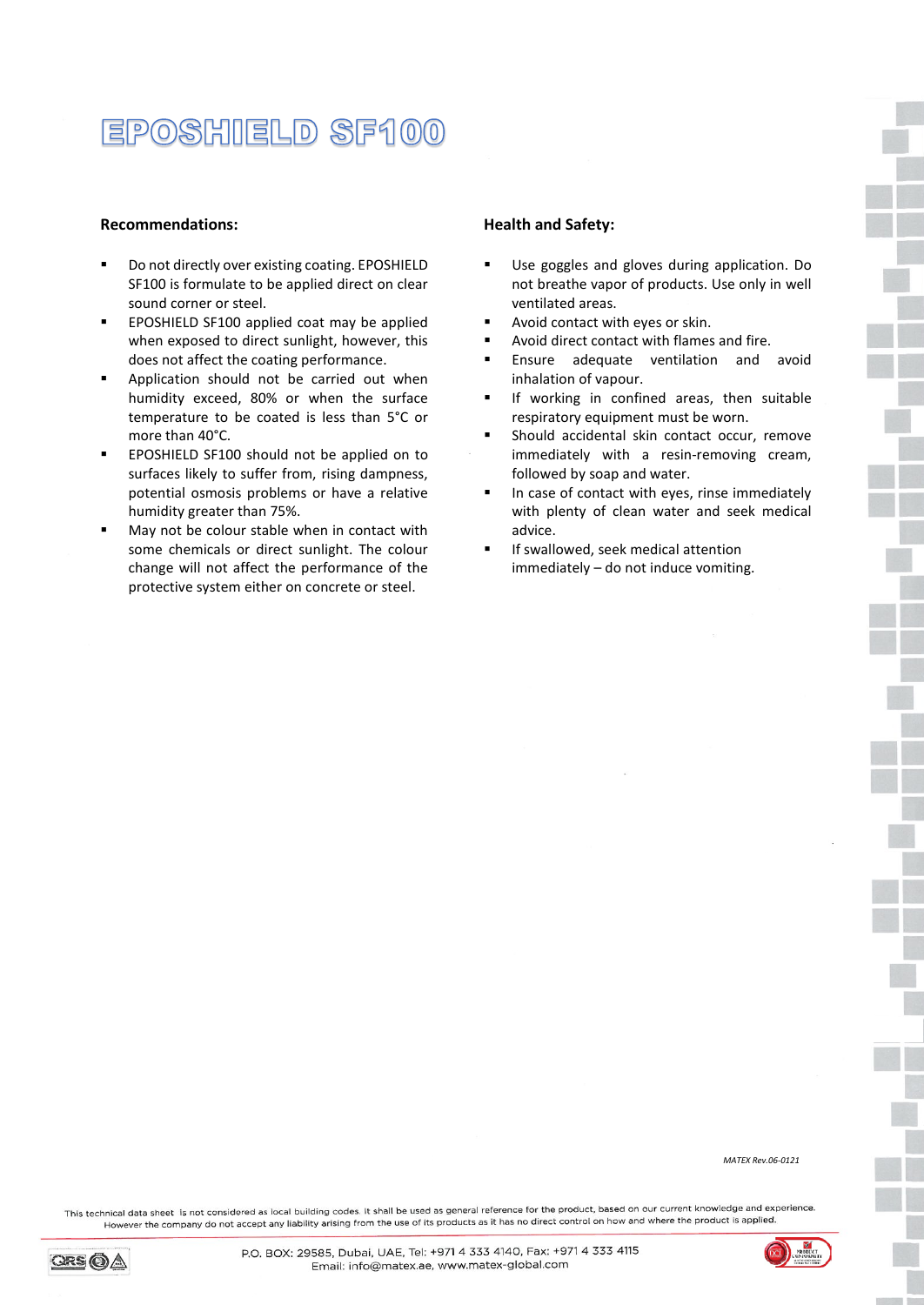# EPOSHIELD SF100

## Recommendations:

- Do not directly over existing coating. EPOSHIELD SF100 is formulate to be applied direct on clear sound corner or steel.
- EPOSHIELD SF100 applied coat may be applied when exposed to direct sunlight, however, this does not affect the coating performance.
- Application should not be carried out when humidity exceed, 80% or when the surface temperature to be coated is less than 5°C or more than 40°C.
- EPOSHIELD SF100 should not be applied on to surfaces likely to suffer from, rising dampness, potential osmosis problems or have a relative humidity greater than 75%.
- May not be colour stable when in contact with some chemicals or direct sunlight. The colour change will not affect the performance of the protective system either on concrete or steel.

## Health and Safety:

- Use goggles and gloves during application. Do not breathe vapor of products. Use only in well ventilated areas.
- Avoid contact with eyes or skin.
- Avoid direct contact with flames and fire.
- Ensure adequate ventilation and avoid inhalation of vapour.
- If working in confined areas, then suitable respiratory equipment must be worn.
- Should accidental skin contact occur, remove immediately with a resin-removing cream, followed by soap and water.
- In case of contact with eyes, rinse immediately with plenty of clean water and seek medical advice.
- If swallowed, seek medical attention immediately – do not induce vomiting.

*MATEX Rev.06-0121*

This technical data sheet is not considered as local building codes. It shall be used as general reference for the product, based on our current knowledge and experience. However the company do not accept any liability arising from the use of its products as it has no direct control on how and where the product is applied.

P.O. BOX: 29585, Dubai, UAE, Tel: +971 4 333 4140, Fax: +971 4 333 4115
Email: info@matex.ae, www.matex-global.com